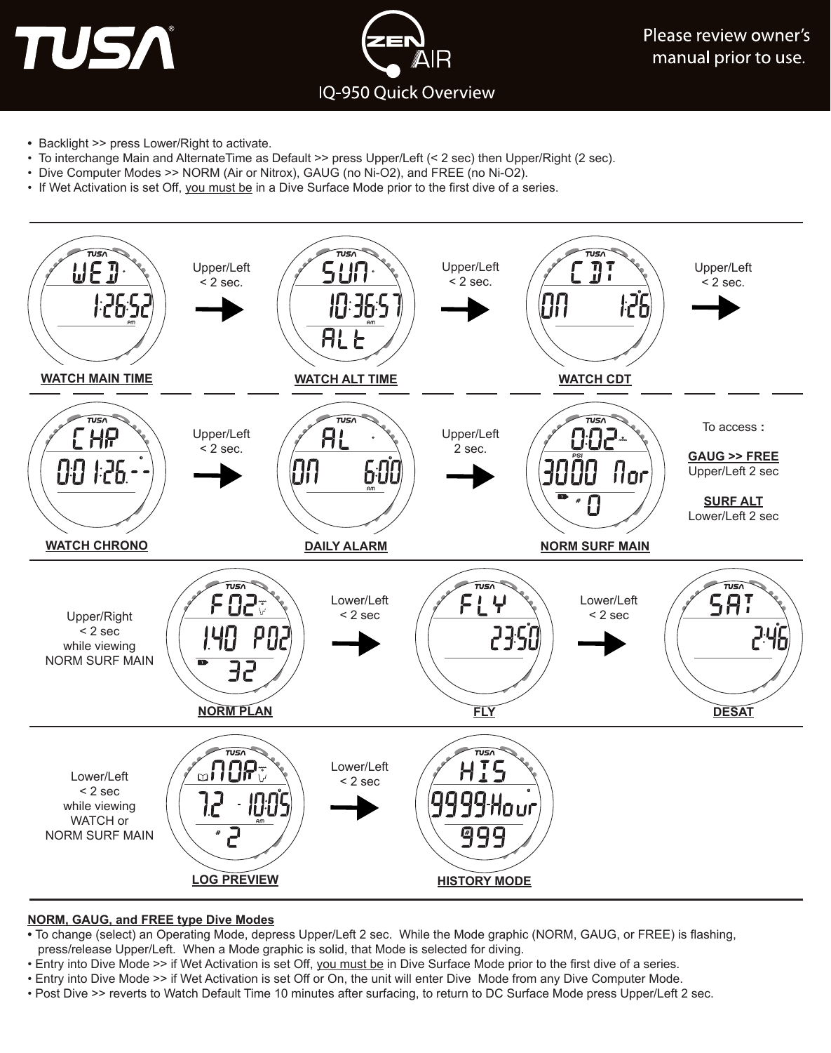# TUSA ZEN AIR

Please review owner's manual prior to use.

## IQ-950 Quick Overview

- Backlight >> press Lower/Right to activate.
- To interchange Main and AlternateTime as Default >> press Upper/Left (< 2 sec) then Upper/Right (2 sec).
- Dive Computer Modes >> NORM (Air or Nitrox), GAUG (no Ni-O2), and FREE (no Ni-O2).
- If Wet Activation is set Off, you must be in a Dive Surface Mode prior to the first dive of a series.

WED 1:26:52 PM — **WATCH MAIN TIME** → Upper/Left < 2 sec. → SUN 10:36:57 AM ALt — **WATCH ALT TIME** → Upper/Left < 2 sec. → CDT ON 1:26 — **WATCH CDT** → Upper/Left < 2 sec.

CHR 0:01:26.-- — **WATCH CHRONO** → Upper/Left < 2 sec. → AL ON 6:00 AM — **DAILY ALARM** → Upper/Left 2 sec. → 0:02 PSI 3000 Nor # 0 — **NORM SURF MAIN**

To access :

**GAUG >> FREE**
Upper/Left 2 sec

**SURF ALT**
Lower/Left 2 sec

Upper/Right < 2 sec while viewing NORM SURF MAIN → FO2 1.40 PO2 32 — **NORM PLAN** → Lower/Left < 2 sec → FLY 23:50 — **FLY** → Lower/Left < 2 sec → SAT 2:46 — **DESAT**

Lower/Left < 2 sec while viewing WATCH or NORM SURF MAIN → NOR 7.2 - 10:05 AM # 2 — **LOG PREVIEW** → Lower/Left < 2 sec → HIS 9999 Hour # 999 — **HISTORY MODE**

**NORM, GAUG, and FREE type Dive Modes**

- To change (select) an Operating Mode, depress Upper/Left 2 sec. While the Mode graphic (NORM, GAUG, or FREE) is flashing, press/release Upper/Left. When a Mode graphic is solid, that Mode is selected for diving.
- Entry into Dive Mode >> if Wet Activation is set Off, you must be in Dive Surface Mode prior to the first dive of a series.
- Entry into Dive Mode >> if Wet Activation is set Off or On, the unit will enter Dive Mode from any Dive Computer Mode.
- Post Dive >> reverts to Watch Default Time 10 minutes after surfacing, to return to DC Surface Mode press Upper/Left 2 sec.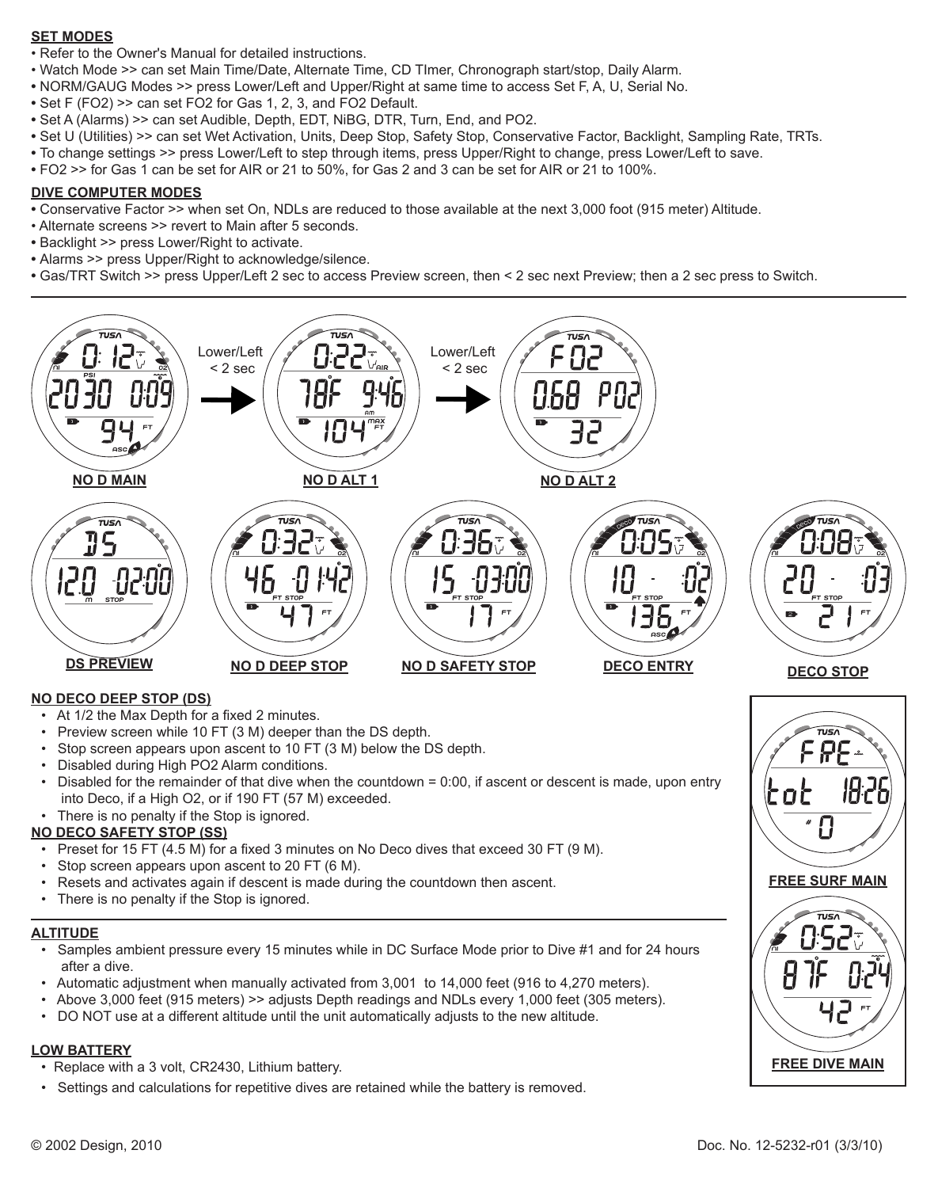**SET MODES**

- Refer to the Owner's Manual for detailed instructions.
- Watch Mode >> can set Main Time/Date, Alternate Time, CD TImer, Chronograph start/stop, Daily Alarm.
- NORM/GAUG Modes >> press Lower/Left and Upper/Right at same time to access Set F, A, U, Serial No.
- Set F (FO2) >> can set FO2 for Gas 1, 2, 3, and FO2 Default.
- Set A (Alarms) >> can set Audible, Depth, EDT, NiBG, DTR, Turn, End, and PO2.
- Set U (Utilities) >> can set Wet Activation, Units, Deep Stop, Safety Stop, Conservative Factor, Backlight, Sampling Rate, TRTs.
- To change settings >> press Lower/Left to step through items, press Upper/Right to change, press Lower/Left to save.
- FO2 >> for Gas 1 can be set for AIR or 21 to 50%, for Gas 2 and 3 can be set for AIR or 21 to 100%.

**DIVE COMPUTER MODES**

- Conservative Factor >> when set On, NDLs are reduced to those available at the next 3,000 foot (915 meter) Altitude.
- Alternate screens >> revert to Main after 5 seconds.
- Backlight >> press Lower/Right to activate.
- Alarms >> press Upper/Right to acknowledge/silence.
- Gas/TRT Switch >> press Upper/Left 2 sec to access Preview screen, then < 2 sec next Preview; then a 2 sec press to Switch.

NO D MAIN — Lower/Left < 2 sec → NO D ALT 1 — Lower/Left < 2 sec → NO D ALT 2

DS PREVIEW

NO D DEEP STOP

NO D SAFETY STOP

DECO ENTRY

DECO STOP

**NO DECO DEEP STOP (DS)**

- At 1/2 the Max Depth for a fixed 2 minutes.
- Preview screen while 10 FT (3 M) deeper than the DS depth.
- Stop screen appears upon ascent to 10 FT (3 M) below the DS depth.
- Disabled during High PO2 Alarm conditions.
- Disabled for the remainder of that dive when the countdown = 0:00, if ascent or descent is made, upon entry into Deco, if a High O2, or if 190 FT (57 M) exceeded.
- There is no penalty if the Stop is ignored.

**NO DECO SAFETY STOP (SS)**

- Preset for 15 FT (4.5 M) for a fixed 3 minutes on No Deco dives that exceed 30 FT (9 M).
- Stop screen appears upon ascent to 20 FT (6 M).
- Resets and activates again if descent is made during the countdown then ascent.
- There is no penalty if the Stop is ignored.

FREE SURF MAIN

FREE DIVE MAIN

**ALTITUDE**

- Samples ambient pressure every 15 minutes while in DC Surface Mode prior to Dive #1 and for 24 hours after a dive.
- Automatic adjustment when manually activated from 3,001 to 14,000 feet (916 to 4,270 meters).
- Above 3,000 feet (915 meters) >> adjusts Depth readings and NDLs every 1,000 feet (305 meters).
- DO NOT use at a different altitude until the unit automatically adjusts to the new altitude.

**LOW BATTERY**

- Replace with a 3 volt, CR2430, Lithium battery.
- Settings and calculations for repetitive dives are retained while the battery is removed.

© 2002 Design, 2010 Doc. No. 12-5232-r01 (3/3/10)